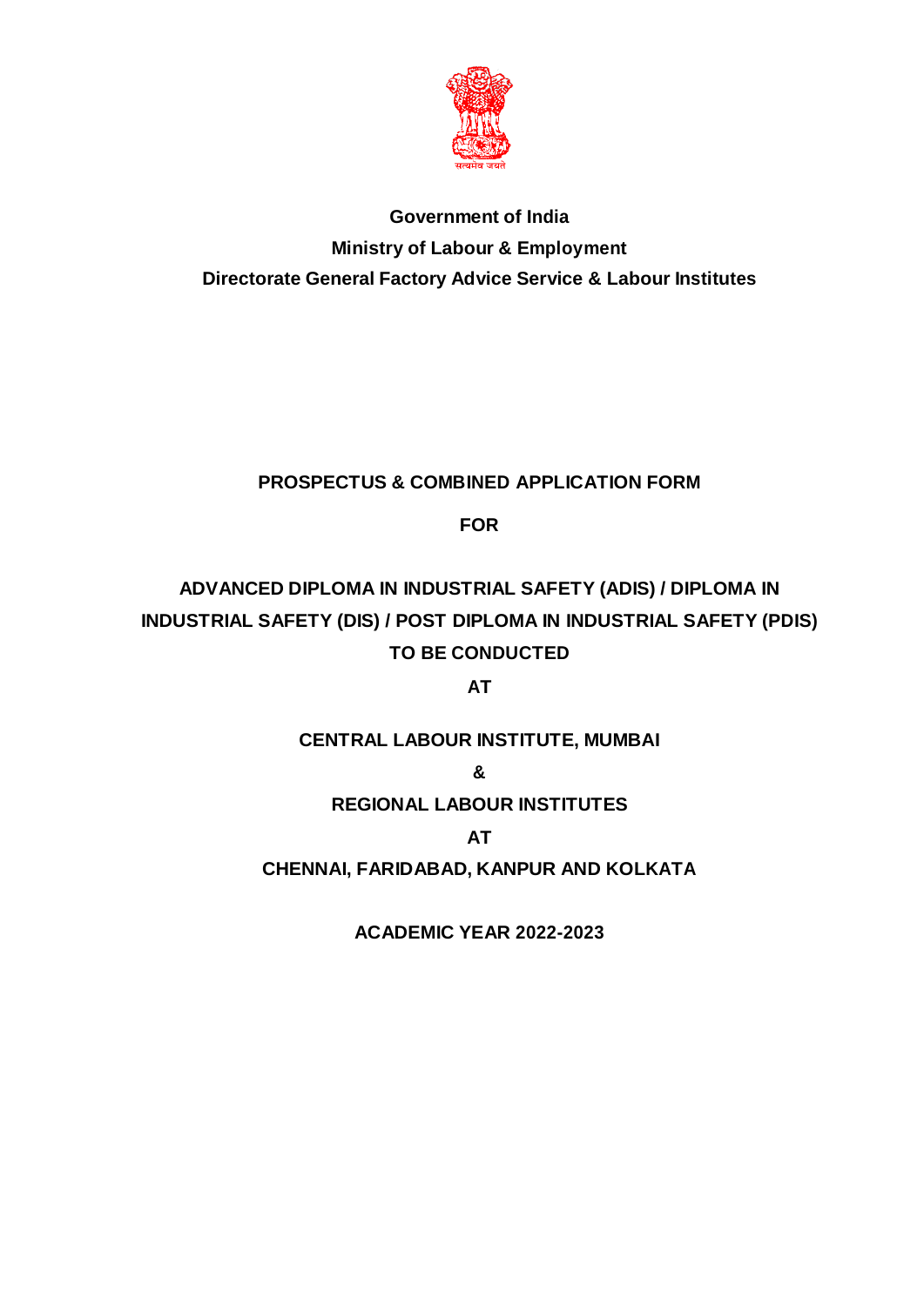सत्यमेव जयते

**Government of India**

**Ministry of Labour & Employment**

**Directorate General Factory Advice Service & Labour Institutes**

# PROSPECTUS & COMBINED APPLICATION FORM

**FOR**

## ADVANCED DIPLOMA IN INDUSTRIAL SAFETY (ADIS) / DIPLOMA IN INDUSTRIAL SAFETY (DIS) / POST DIPLOMA IN INDUSTRIAL SAFETY (PDIS) TO BE CONDUCTED

**AT**

**CENTRAL LABOUR INSTITUTE, MUMBAI**

**&**

**REGIONAL LABOUR INSTITUTES**

**AT**

**CHENNAI, FARIDABAD, KANPUR AND KOLKATA**

**ACADEMIC YEAR 2022-2023**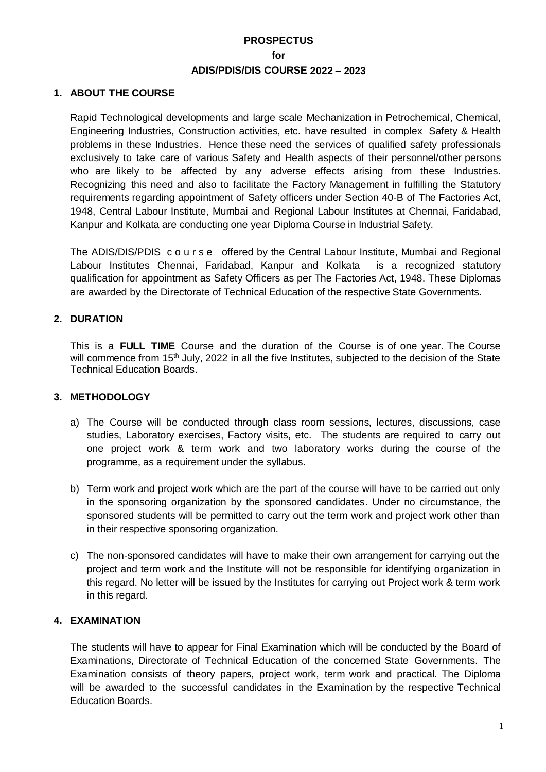**PROSPECTUS**

**for**

**ADIS/PDIS/DIS COURSE 2022 – 2023**

## 1. ABOUT THE COURSE

Rapid Technological developments and large scale Mechanization in Petrochemical, Chemical, Engineering Industries, Construction activities, etc. have resulted in complex Safety & Health problems in these Industries. Hence these need the services of qualified safety professionals exclusively to take care of various Safety and Health aspects of their personnel/other persons who are likely to be affected by any adverse effects arising from these Industries. Recognizing this need and also to facilitate the Factory Management in fulfilling the Statutory requirements regarding appointment of Safety officers under Section 40-B of The Factories Act, 1948, Central Labour Institute, Mumbai and Regional Labour Institutes at Chennai, Faridabad, Kanpur and Kolkata are conducting one year Diploma Course in Industrial Safety.

The ADIS/DIS/PDIS course offered by the Central Labour Institute, Mumbai and Regional Labour Institutes Chennai, Faridabad, Kanpur and Kolkata is a recognized statutory qualification for appointment as Safety Officers as per The Factories Act, 1948. These Diplomas are awarded by the Directorate of Technical Education of the respective State Governments.

## 2. DURATION

This is a **FULL TIME** Course and the duration of the Course is of one year. The Course will commence from 15th July, 2022 in all the five Institutes, subjected to the decision of the State Technical Education Boards.

## 3. METHODOLOGY

a) The Course will be conducted through class room sessions, lectures, discussions, case studies, Laboratory exercises, Factory visits, etc. The students are required to carry out one project work & term work and two laboratory works during the course of the programme, as a requirement under the syllabus.

b) Term work and project work which are the part of the course will have to be carried out only in the sponsoring organization by the sponsored candidates. Under no circumstance, the sponsored students will be permitted to carry out the term work and project work other than in their respective sponsoring organization.

c) The non-sponsored candidates will have to make their own arrangement for carrying out the project and term work and the Institute will not be responsible for identifying organization in this regard. No letter will be issued by the Institutes for carrying out Project work & term work in this regard.

## 4. EXAMINATION

The students will have to appear for Final Examination which will be conducted by the Board of Examinations, Directorate of Technical Education of the concerned State Governments. The Examination consists of theory papers, project work, term work and practical. The Diploma will be awarded to the successful candidates in the Examination by the respective Technical Education Boards.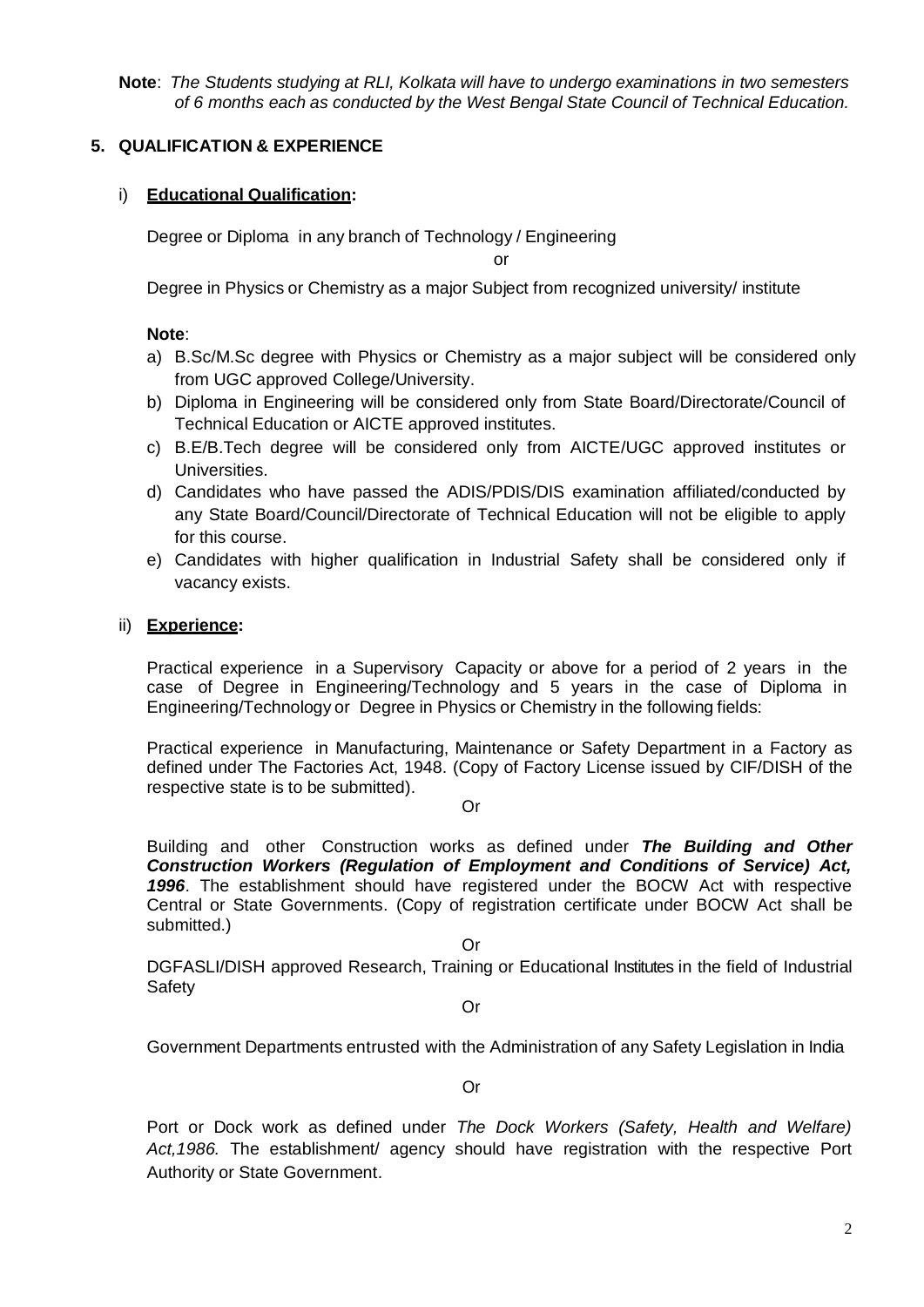**Note**: *The Students studying at RLI, Kolkata will have to undergo examinations in two semesters of 6 months each as conducted by the West Bengal State Council of Technical Education.*

## 5. QUALIFICATION & EXPERIENCE

### i) Educational Qualification:

Degree or Diploma in any branch of Technology / Engineering

or

Degree in Physics or Chemistry as a major Subject from recognized university/ institute

**Note**:

a) B.Sc/M.Sc degree with Physics or Chemistry as a major subject will be considered only from UGC approved College/University.
b) Diploma in Engineering will be considered only from State Board/Directorate/Council of Technical Education or AICTE approved institutes.
c) B.E/B.Tech degree will be considered only from AICTE/UGC approved institutes or Universities.
d) Candidates who have passed the ADIS/PDIS/DIS examination affiliated/conducted by any State Board/Council/Directorate of Technical Education will not be eligible to apply for this course.
e) Candidates with higher qualification in Industrial Safety shall be considered only if vacancy exists.

### ii) Experience:

Practical experience in a Supervisory Capacity or above for a period of 2 years in the case of Degree in Engineering/Technology and 5 years in the case of Diploma in Engineering/Technology or Degree in Physics or Chemistry in the following fields:

Practical experience in Manufacturing, Maintenance or Safety Department in a Factory as defined under The Factories Act, 1948. (Copy of Factory License issued by CIF/DISH of the respective state is to be submitted).

Or

Building and other Construction works as defined under ***The Building and Other Construction Workers (Regulation of Employment and Conditions of Service) Act, 1996***. The establishment should have registered under the BOCW Act with respective Central or State Governments. (Copy of registration certificate under BOCW Act shall be submitted.)

Or

DGFASLI/DISH approved Research, Training or Educational Institutes in the field of Industrial Safety

Or

Government Departments entrusted with the Administration of any Safety Legislation in India

Or

Port or Dock work as defined under *The Dock Workers (Safety, Health and Welfare) Act,1986.* The establishment/ agency should have registration with the respective Port Authority or State Government.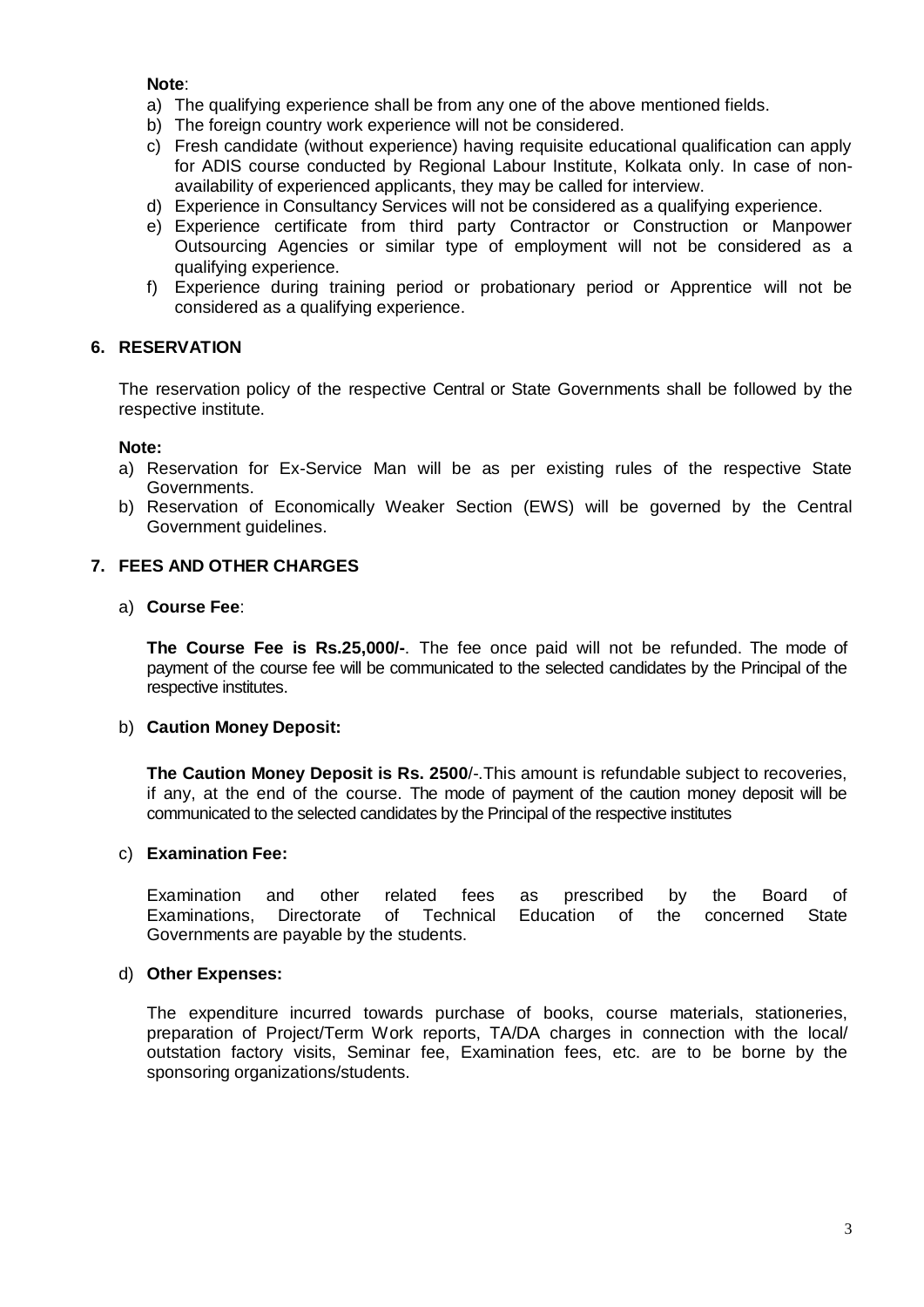**Note**:

a) The qualifying experience shall be from any one of the above mentioned fields.
b) The foreign country work experience will not be considered.
c) Fresh candidate (without experience) having requisite educational qualification can apply for ADIS course conducted by Regional Labour Institute, Kolkata only. In case of non-availability of experienced applicants, they may be called for interview.
d) Experience in Consultancy Services will not be considered as a qualifying experience.
e) Experience certificate from third party Contractor or Construction or Manpower Outsourcing Agencies or similar type of employment will not be considered as a qualifying experience.
f) Experience during training period or probationary period or Apprentice will not be considered as a qualifying experience.

## 6. RESERVATION

The reservation policy of the respective Central or State Governments shall be followed by the respective institute.

**Note:**

a) Reservation for Ex-Service Man will be as per existing rules of the respective State Governments.
b) Reservation of Economically Weaker Section (EWS) will be governed by the Central Government guidelines.

## 7. FEES AND OTHER CHARGES

a) **Course Fee**:

**The Course Fee is Rs.25,000/-**. The fee once paid will not be refunded. The mode of payment of the course fee will be communicated to the selected candidates by the Principal of the respective institutes.

b) **Caution Money Deposit:**

**The Caution Money Deposit is Rs. 2500**/-.This amount is refundable subject to recoveries, if any, at the end of the course. The mode of payment of the caution money deposit will be communicated to the selected candidates by the Principal of the respective institutes

c) **Examination Fee:**

Examination and other related fees as prescribed by the Board of Examinations, Directorate of Technical Education of the concerned State Governments are payable by the students.

d) **Other Expenses:**

The expenditure incurred towards purchase of books, course materials, stationeries, preparation of Project/Term Work reports, TA/DA charges in connection with the local/ outstation factory visits, Seminar fee, Examination fees, etc. are to be borne by the sponsoring organizations/students.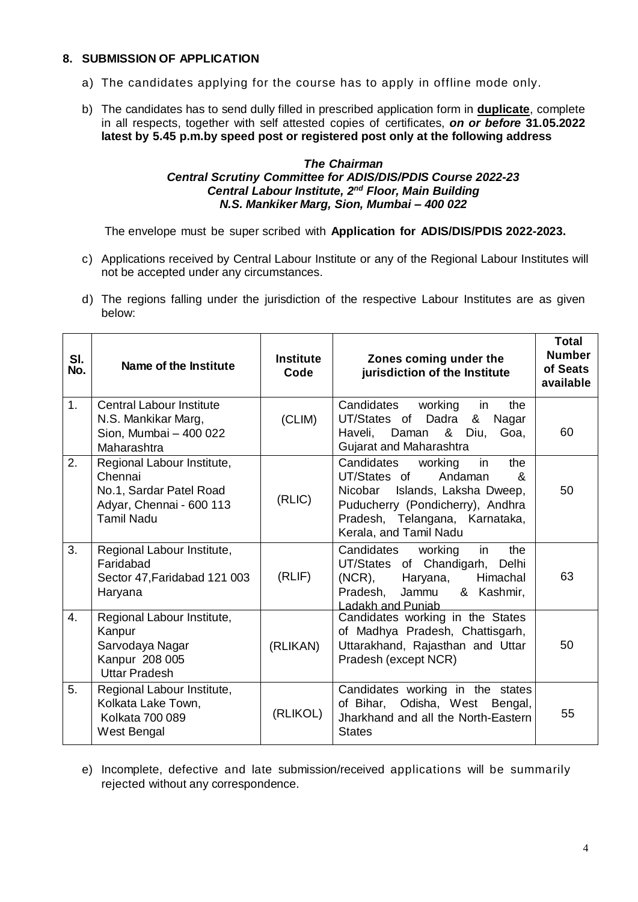## 8. SUBMISSION OF APPLICATION

a) The candidates applying for the course has to apply in offline mode only.

b) The candidates has to send dully filled in prescribed application form in **duplicate**, complete in all respects, together with self attested copies of certificates, ***on or before*** **31.05.2022 latest by 5.45 p.m.by speed post or registered post only at the following address**

***The Chairman***
***Central Scrutiny Committee for ADIS/DIS/PDIS Course 2022-23***
***Central Labour Institute, 2nd Floor, Main Building***
***N.S. Mankiker Marg, Sion, Mumbai – 400 022***

The envelope must be super scribed with **Application for ADIS/DIS/PDIS 2022-2023.**

c) Applications received by Central Labour Institute or any of the Regional Labour Institutes will not be accepted under any circumstances.

d) The regions falling under the jurisdiction of the respective Labour Institutes are as given below:

| Sl. No. | Name of the Institute | Institute Code | Zones coming under the jurisdiction of the Institute | Total Number of Seats available |
|---|---|---|---|---|
| 1. | Central Labour Institute N.S. Mankikar Marg, Sion, Mumbai – 400 022 Maharashtra | (CLIM) | Candidates working in the UT/States of Dadra & Nagar Haveli, Daman & Diu, Goa, Gujarat and Maharashtra | 60 |
| 2. | Regional Labour Institute, Chennai No.1, Sardar Patel Road Adyar, Chennai - 600 113 Tamil Nadu | (RLIC) | Candidates working in the UT/States of Andaman & Nicobar Islands, Laksha Dweep, Puducherry (Pondicherry), Andhra Pradesh, Telangana, Karnataka, Kerala, and Tamil Nadu | 50 |
| 3. | Regional Labour Institute, Faridabad Sector 47,Faridabad 121 003 Haryana | (RLIF) | Candidates working in the UT/States of Chandigarh, Delhi (NCR), Haryana, Himachal Pradesh, Jammu & Kashmir, Ladakh and Punjab | 63 |
| 4. | Regional Labour Institute, Kanpur Sarvodaya Nagar Kanpur 208 005 Uttar Pradesh | (RLIKAN) | Candidates working in the States of Madhya Pradesh, Chattisgarh, Uttarakhand, Rajasthan and Uttar Pradesh (except NCR) | 50 |
| 5. | Regional Labour Institute, Kolkata Lake Town, Kolkata 700 089 West Bengal | (RLIKOL) | Candidates working in the states of Bihar, Odisha, West Bengal, Jharkhand and all the North-Eastern States | 55 |

e) Incomplete, defective and late submission/received applications will be summarily rejected without any correspondence.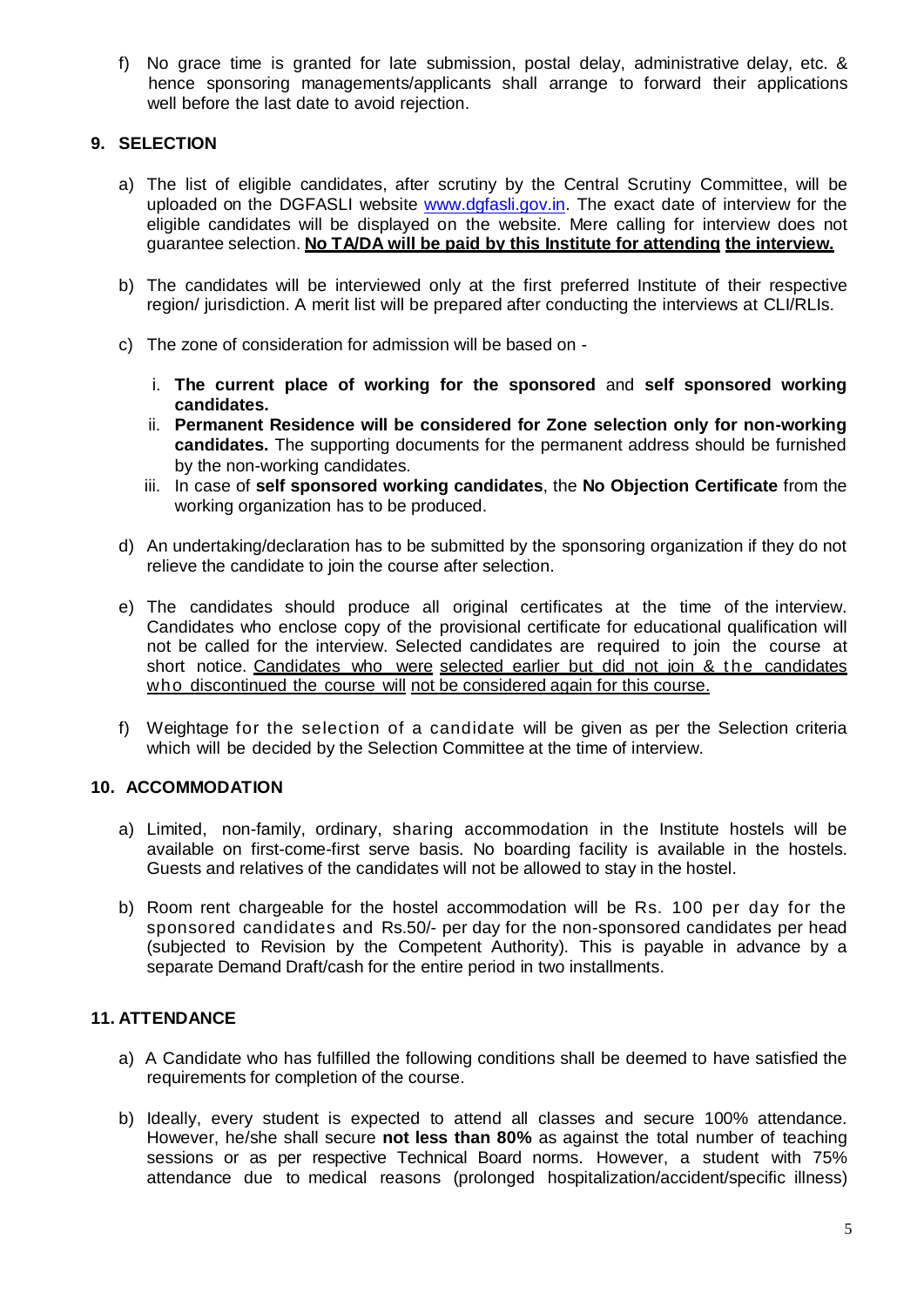f) No grace time is granted for late submission, postal delay, administrative delay, etc. & hence sponsoring managements/applicants shall arrange to forward their applications well before the last date to avoid rejection.

## 9. SELECTION

a) The list of eligible candidates, after scrutiny by the Central Scrutiny Committee, will be uploaded on the DGFASLI website [www.dgfasli.gov.in](http://www.dgfasli.gov.in). The exact date of interview for the eligible candidates will be displayed on the website. Mere calling for interview does not guarantee selection. **No TA/DA will be paid by this Institute for attending the interview.**

b) The candidates will be interviewed only at the first preferred Institute of their respective region/ jurisdiction. A merit list will be prepared after conducting the interviews at CLI/RLIs.

c) The zone of consideration for admission will be based on -

   i. **The current place of working for the sponsored** and **self sponsored working candidates.**
   ii. **Permanent Residence will be considered for Zone selection only for non-working candidates.** The supporting documents for the permanent address should be furnished by the non-working candidates.
   iii. In case of **self sponsored working candidates**, the **No Objection Certificate** from the working organization has to be produced.

d) An undertaking/declaration has to be submitted by the sponsoring organization if they do not relieve the candidate to join the course after selection.

e) The candidates should produce all original certificates at the time of the interview. Candidates who enclose copy of the provisional certificate for educational qualification will not be called for the interview. Selected candidates are required to join the course at short notice. Candidates who were selected earlier but did not join & the candidates who discontinued the course will not be considered again for this course.

f) Weightage for the selection of a candidate will be given as per the Selection criteria which will be decided by the Selection Committee at the time of interview.

## 10. ACCOMMODATION

a) Limited, non-family, ordinary, sharing accommodation in the Institute hostels will be available on first-come-first serve basis. No boarding facility is available in the hostels. Guests and relatives of the candidates will not be allowed to stay in the hostel.

b) Room rent chargeable for the hostel accommodation will be Rs. 100 per day for the sponsored candidates and Rs.50/- per day for the non-sponsored candidates per head (subjected to Revision by the Competent Authority). This is payable in advance by a separate Demand Draft/cash for the entire period in two installments.

## 11. ATTENDANCE

a) A Candidate who has fulfilled the following conditions shall be deemed to have satisfied the requirements for completion of the course.

b) Ideally, every student is expected to attend all classes and secure 100% attendance. However, he/she shall secure **not less than 80%** as against the total number of teaching sessions or as per respective Technical Board norms. However, a student with 75% attendance due to medical reasons (prolonged hospitalization/accident/specific illness)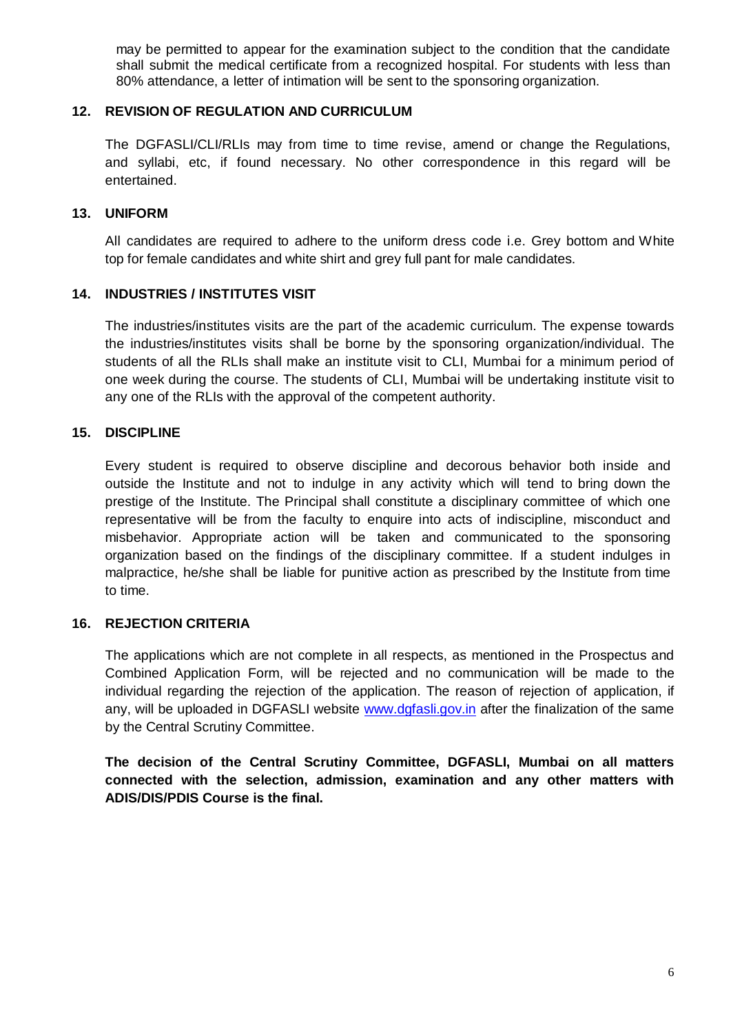may be permitted to appear for the examination subject to the condition that the candidate shall submit the medical certificate from a recognized hospital. For students with less than 80% attendance, a letter of intimation will be sent to the sponsoring organization.

## 12. REVISION OF REGULATION AND CURRICULUM

The DGFASLI/CLI/RLIs may from time to time revise, amend or change the Regulations, and syllabi, etc, if found necessary. No other correspondence in this regard will be entertained.

## 13. UNIFORM

All candidates are required to adhere to the uniform dress code i.e. Grey bottom and White top for female candidates and white shirt and grey full pant for male candidates.

## 14. INDUSTRIES / INSTITUTES VISIT

The industries/institutes visits are the part of the academic curriculum. The expense towards the industries/institutes visits shall be borne by the sponsoring organization/individual. The students of all the RLIs shall make an institute visit to CLI, Mumbai for a minimum period of one week during the course. The students of CLI, Mumbai will be undertaking institute visit to any one of the RLIs with the approval of the competent authority.

## 15. DISCIPLINE

Every student is required to observe discipline and decorous behavior both inside and outside the Institute and not to indulge in any activity which will tend to bring down the prestige of the Institute. The Principal shall constitute a disciplinary committee of which one representative will be from the faculty to enquire into acts of indiscipline, misconduct and misbehavior. Appropriate action will be taken and communicated to the sponsoring organization based on the findings of the disciplinary committee. If a student indulges in malpractice, he/she shall be liable for punitive action as prescribed by the Institute from time to time.

## 16. REJECTION CRITERIA

The applications which are not complete in all respects, as mentioned in the Prospectus and Combined Application Form, will be rejected and no communication will be made to the individual regarding the rejection of the application. The reason of rejection of application, if any, will be uploaded in DGFASLI website www.dgfasli.gov.in after the finalization of the same by the Central Scrutiny Committee.

**The decision of the Central Scrutiny Committee, DGFASLI, Mumbai on all matters connected with the selection, admission, examination and any other matters with ADIS/DIS/PDIS Course is the final.**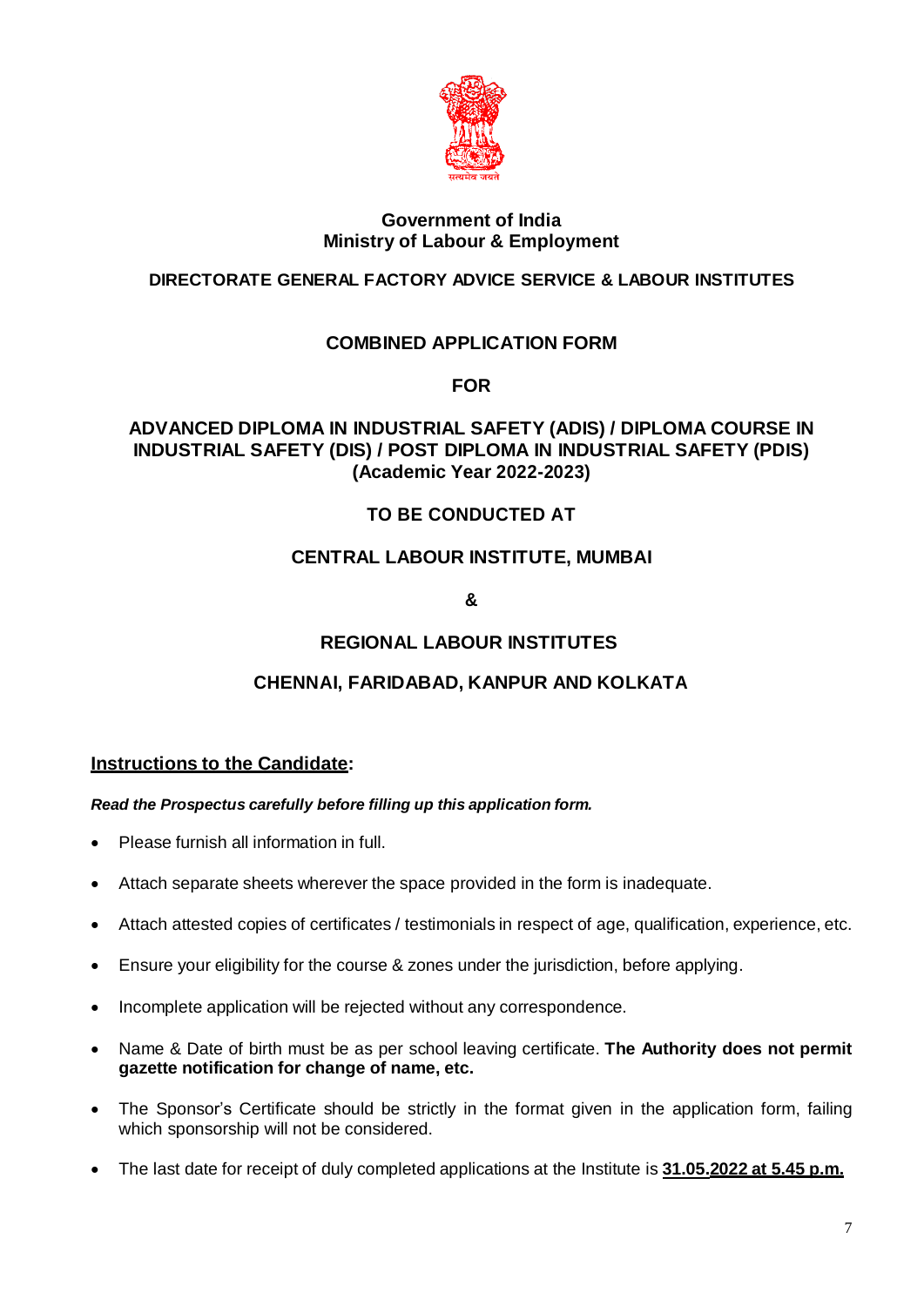**Government of India**
**Ministry of Labour & Employment**

**DIRECTORATE GENERAL FACTORY ADVICE SERVICE & LABOUR INSTITUTES**

# COMBINED APPLICATION FORM

**FOR**

## ADVANCED DIPLOMA IN INDUSTRIAL SAFETY (ADIS) / DIPLOMA COURSE IN INDUSTRIAL SAFETY (DIS) / POST DIPLOMA IN INDUSTRIAL SAFETY (PDIS) (Academic Year 2022-2023)

**TO BE CONDUCTED AT**

**CENTRAL LABOUR INSTITUTE, MUMBAI**

**&**

**REGIONAL LABOUR INSTITUTES**

**CHENNAI, FARIDABAD, KANPUR AND KOLKATA**

**Instructions to the Candidate:**

***Read the Prospectus carefully before filling up this application form.***

- Please furnish all information in full.
- Attach separate sheets wherever the space provided in the form is inadequate.
- Attach attested copies of certificates / testimonials in respect of age, qualification, experience, etc.
- Ensure your eligibility for the course & zones under the jurisdiction, before applying.
- Incomplete application will be rejected without any correspondence.
- Name & Date of birth must be as per school leaving certificate. **The Authority does not permit gazette notification for change of name, etc.**
- The Sponsor's Certificate should be strictly in the format given in the application form, failing which sponsorship will not be considered.
- The last date for receipt of duly completed applications at the Institute is **31.05.2022 at 5.45 p.m.**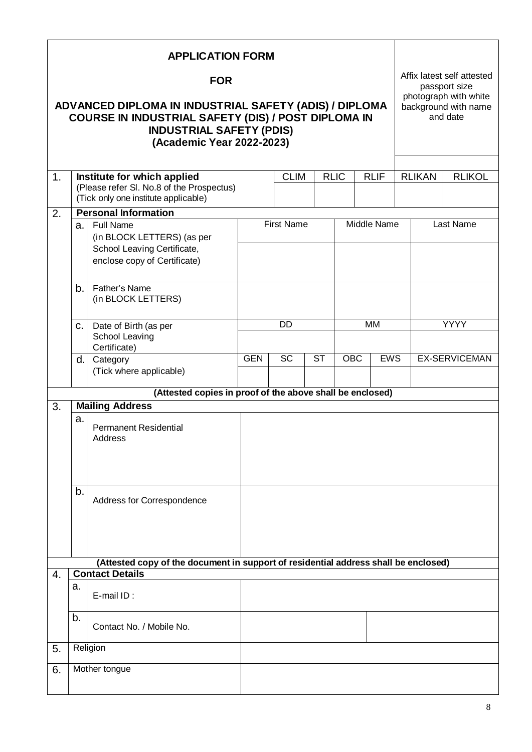# APPLICATION FORM

## FOR

## ADVANCED DIPLOMA IN INDUSTRIAL SAFETY (ADIS) / DIPLOMA COURSE IN INDUSTRIAL SAFETY (DIS) / POST DIPLOMA IN INDUSTRIAL SAFETY (PDIS)

### (Academic Year 2022-2023)

Affix latest self attested passport size photograph with white background with name and date

| | | | | | | | |
|---|---|---|---|---|---|---|---|
| 1. | **Institute for which applied** (Please refer Sl. No.8 of the Prospectus) (Tick only one institute applicable) | CLIM | RLIC | RLIF | RLIKAN | RLIKOL | |
| | | | | | | | |

**2. Personal Information**

| | | | | |
|---|---|---|---|---|
| a. | Full Name (in BLOCK LETTERS) (as per School Leaving Certificate, enclose copy of Certificate) | First Name | Middle Name | Last Name |
| | | | | |
| b. | Father's Name (in BLOCK LETTERS) | | | |
| c. | Date of Birth (as per School Leaving Certificate) | DD | MM | YYYY |
| | | | | |

| | | | | | | | |
|---|---|---|---|---|---|---|---|
| d. | Category (Tick where applicable) | GEN | SC | ST | OBC | EWS | EX-SERVICEMAN |
| | | | | | | | |

**(Attested copies in proof of the above shall be enclosed)**

**3. Mailing Address**

| | | |
|---|---|---|
| a. | Permanent Residential Address | |
| b. | Address for Correspondence | |

**(Attested copy of the document in support of residential address shall be enclosed)**

**4. Contact Details**

| | | | |
|---|---|---|---|
| a. | E-mail ID : | | |
| b. | Contact No. / Mobile No. | | |

| | | |
|---|---|---|
| 5. | Religion | |
| 6. | Mother tongue | |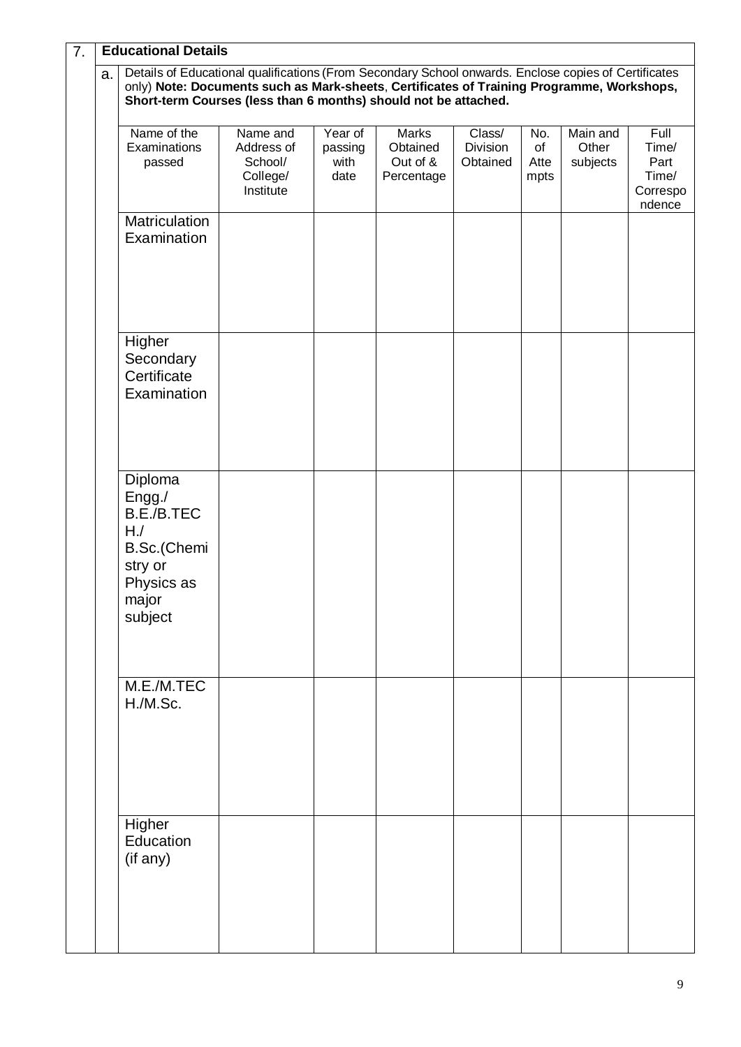## 7. Educational Details

**a.** Details of Educational qualifications (From Secondary School onwards. Enclose copies of Certificates only) **Note: Documents such as Mark-sheets, Certificates of Training Programme, Workshops, Short-term Courses (less than 6 months) should not be attached.**

| Name of the Examinations passed | Name and Address of School/ College/ Institute | Year of passing with date | Marks Obtained Out of & Percentage | Class/ Division Obtained | No. of Attempts | Main and Other subjects | Full Time/ Part Time/ Correspondence |
|---|---|---|---|---|---|---|---|
| Matriculation Examination | | | | | | | |
| Higher Secondary Certificate Examination | | | | | | | |
| Diploma Engg./ B.E./B.TECH./ B.Sc.(Chemistry or Physics as major subject | | | | | | | |
| M.E./M.TECH./M.Sc. | | | | | | | |
| Higher Education (if any) | | | | | | | |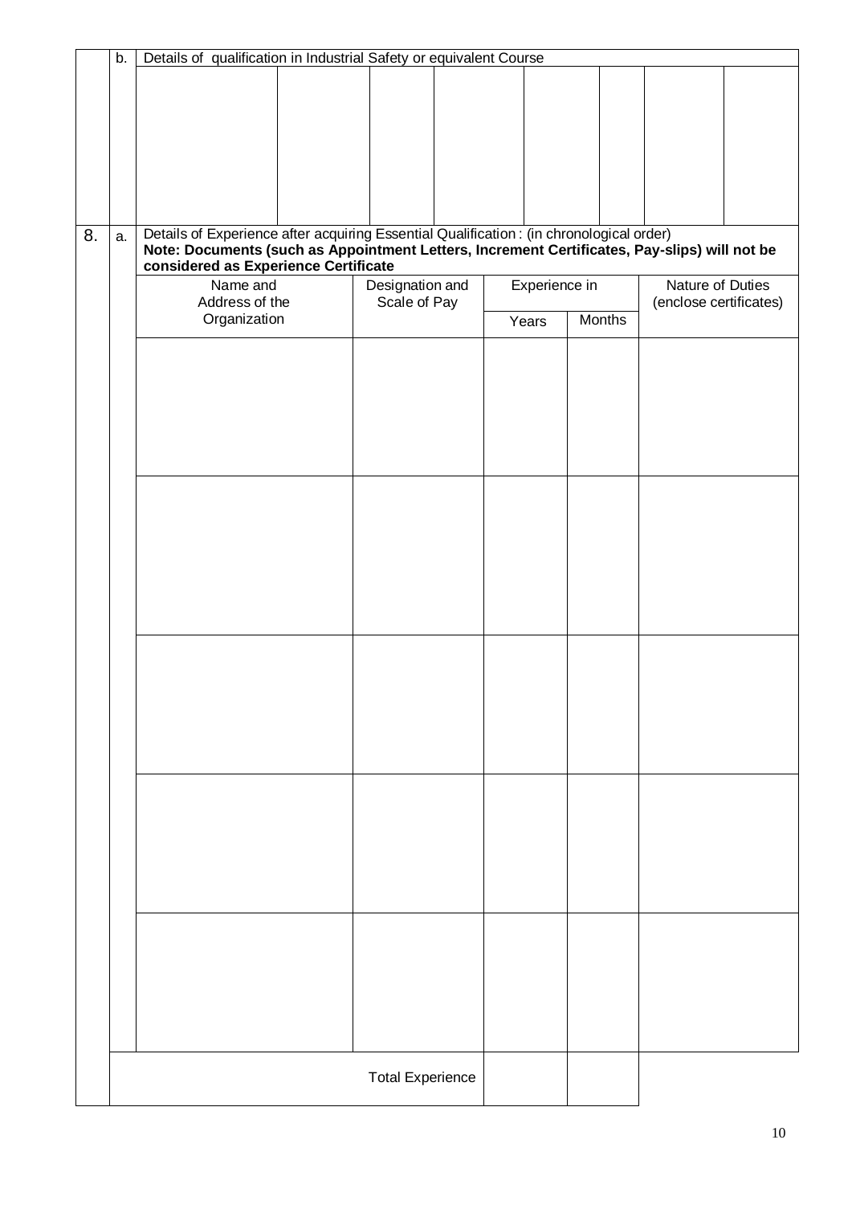| | | Details of qualification in Industrial Safety or equivalent Course | | | | | | | |
|---|---|---|---|---|---|---|---|---|---|
| | b. | | | | | | | | |

| | | Details of Experience after acquiring Essential Qualification : (in chronological order) **Note: Documents (such as Appointment Letters, Increment Certificates, Pay-slips) will not be considered as Experience Certificate** | | | | |
|---|---|---|---|---|---|---|
| 8. | a. | Name and Address of the Organization | Designation and Scale of Pay | Experience in | | Nature of Duties (enclose certificates) |
| | | | | Years | Months | |
| | | | | | | |
| | | | | | | |
| | | | | | | |
| | | | | | | |
| | | | | | | |
| | | | Total Experience | | | |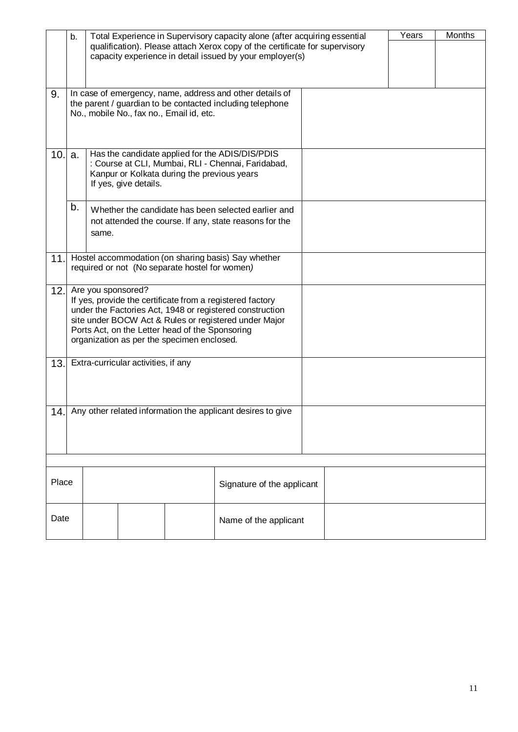| | | | Years | Months |
|---|---|---|---|---|
| | b. | Total Experience in Supervisory capacity alone (after acquiring essential qualification). Please attach Xerox copy of the certificate for supervisory capacity experience in detail issued by your employer(s) | | |
| 9. | In case of emergency, name, address and other details of the parent / guardian to be contacted including telephone No., mobile No., fax no., Email id, etc. | | | |
| 10. | a. | Has the candidate applied for the ADIS/DIS/PDIS : Course at CLI, Mumbai, RLI - Chennai, Faridabad, Kanpur or Kolkata during the previous years If yes, give details. | | |
| | b. | Whether the candidate has been selected earlier and not attended the course. If any, state reasons for the same. | | |
| 11. | Hostel accommodation (on sharing basis) Say whether required or not (No separate hostel for women) | | | |
| 12. | Are you sponsored? If yes, provide the certificate from a registered factory under the Factories Act, 1948 or registered construction site under BOCW Act & Rules or registered under Major Ports Act, on the Letter head of the Sponsoring organization as per the specimen enclosed. | | | |
| 13. | Extra-curricular activities, if any | | | |
| 14. | Any other related information the applicant desires to give | | | |

| Place | | | | Signature of the applicant | |
|---|---|---|---|---|---|
| Date | | | | Name of the applicant | |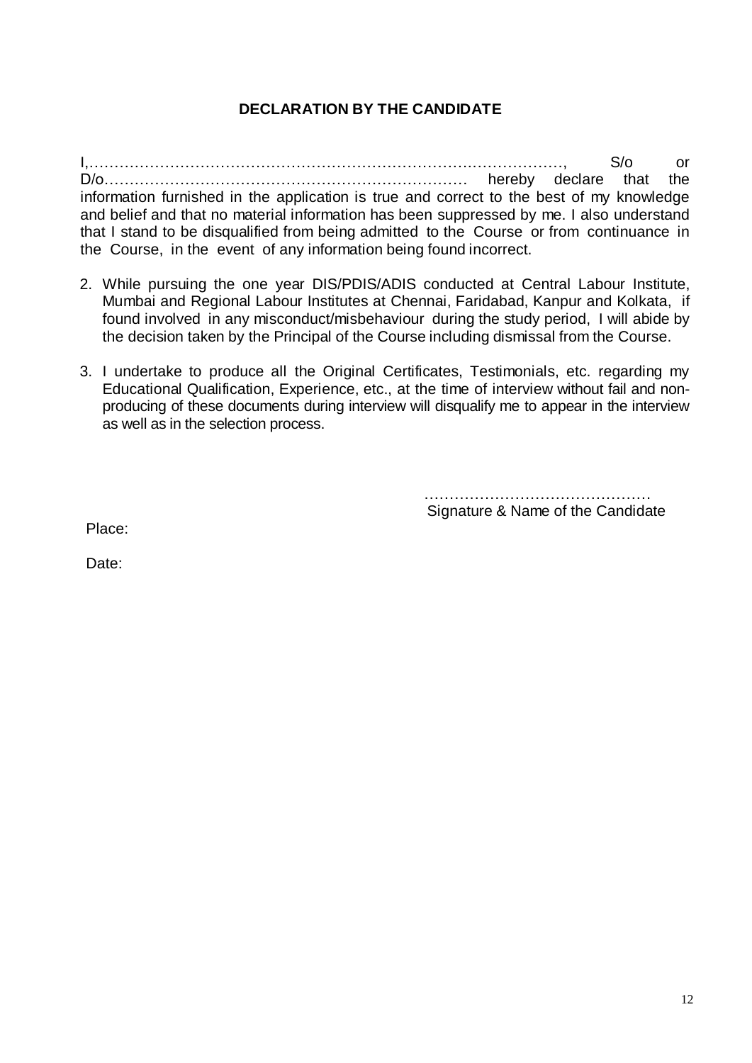**DECLARATION BY THE CANDIDATE**

I,…………………………………………………………………………………, S/o or D/o……………………………………………………………… hereby declare that the information furnished in the application is true and correct to the best of my knowledge and belief and that no material information has been suppressed by me. I also understand that I stand to be disqualified from being admitted to the Course or from continuance in the Course, in the event of any information being found incorrect.

2. While pursuing the one year DIS/PDIS/ADIS conducted at Central Labour Institute, Mumbai and Regional Labour Institutes at Chennai, Faridabad, Kanpur and Kolkata, if found involved in any misconduct/misbehaviour during the study period, I will abide by the decision taken by the Principal of the Course including dismissal from the Course.

3. I undertake to produce all the Original Certificates, Testimonials, etc. regarding my Educational Qualification, Experience, etc., at the time of interview without fail and non-producing of these documents during interview will disqualify me to appear in the interview as well as in the selection process.

………………………………………
Signature & Name of the Candidate

Place:

Date: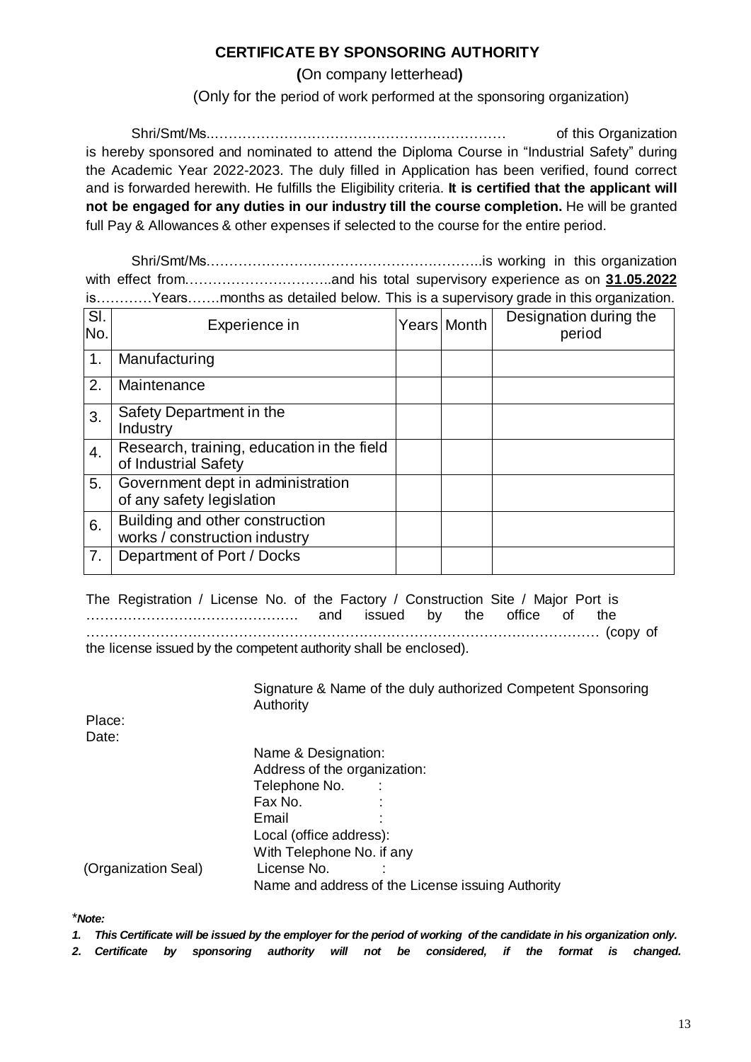## CERTIFICATE BY SPONSORING AUTHORITY

**(**On company letterhead**)**

(Only for the period of work performed at the sponsoring organization)

Shri/Smt/Ms.……………………………………………………… of this Organization is hereby sponsored and nominated to attend the Diploma Course in "Industrial Safety" during the Academic Year 2022-2023. The duly filled in Application has been verified, found correct and is forwarded herewith. He fulfills the Eligibility criteria. **It is certified that the applicant will not be engaged for any duties in our industry till the course completion.** He will be granted full Pay & Allowances & other expenses if selected to the course for the entire period.

Shri/Smt/Ms.…………………………………………………..is working in this organization with effect from…………………………..and his total supervisory experience as on **31.05.2022** is…………Years…….months as detailed below. This is a supervisory grade in this organization.

| Sl. No. | Experience in | Years | Month | Designation during the period |
|---|---|---|---|---|
| 1. | Manufacturing | | | |
| 2. | Maintenance | | | |
| 3. | Safety Department in the Industry | | | |
| 4. | Research, training, education in the field of Industrial Safety | | | |
| 5. | Government dept in administration of any safety legislation | | | |
| 6. | Building and other construction works / construction industry | | | |
| 7. | Department of Port / Docks | | | |

The Registration / License No. of the Factory / Construction Site / Major Port is ……………………………………… and issued by the office of the ………………………………………………………………………………………………… (copy of the license issued by the competent authority shall be enclosed).

Signature & Name of the duly authorized Competent Sponsoring Authority

Place:
Date:

Name & Designation:
Address of the organization:
Telephone No. :
Fax No. :
Email :
Local (office address):
With Telephone No. if any

(Organization Seal)

License No. :
Name and address of the License issuing Authority

****Note:***

1. ***This Certificate will be issued by the employer for the period of working of the candidate in his organization only.***
2. ***Certificate by sponsoring authority will not be considered, if the format is changed.***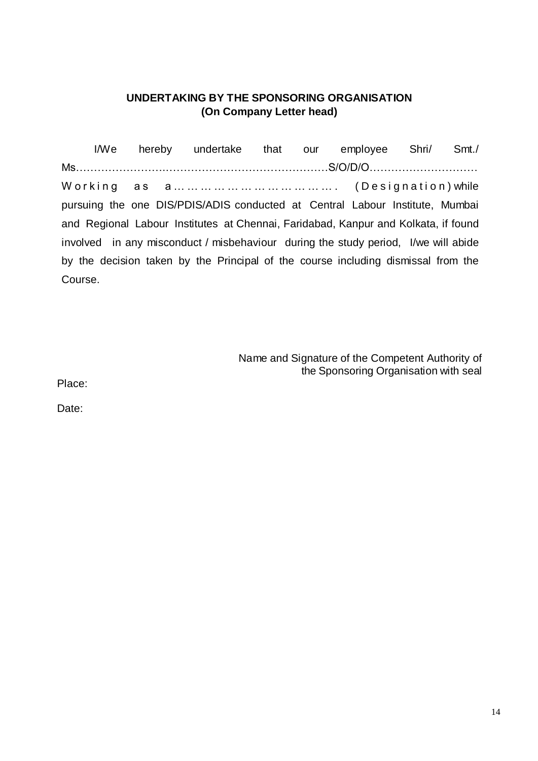**UNDERTAKING BY THE SPONSORING ORGANISATION**
**(On Company Letter head)**

I/We hereby undertake that our employee Shri/ Smt./ Ms…………………………………………………………………S/O/D/O………………………… Working as a……………………………………. (Designation) while pursuing the one DIS/PDIS/ADIS conducted at Central Labour Institute, Mumbai and Regional Labour Institutes at Chennai, Faridabad, Kanpur and Kolkata, if found involved in any misconduct / misbehaviour during the study period, I/we will abide by the decision taken by the Principal of the course including dismissal from the Course.

Name and Signature of the Competent Authority of the Sponsoring Organisation with seal

Place:

Date: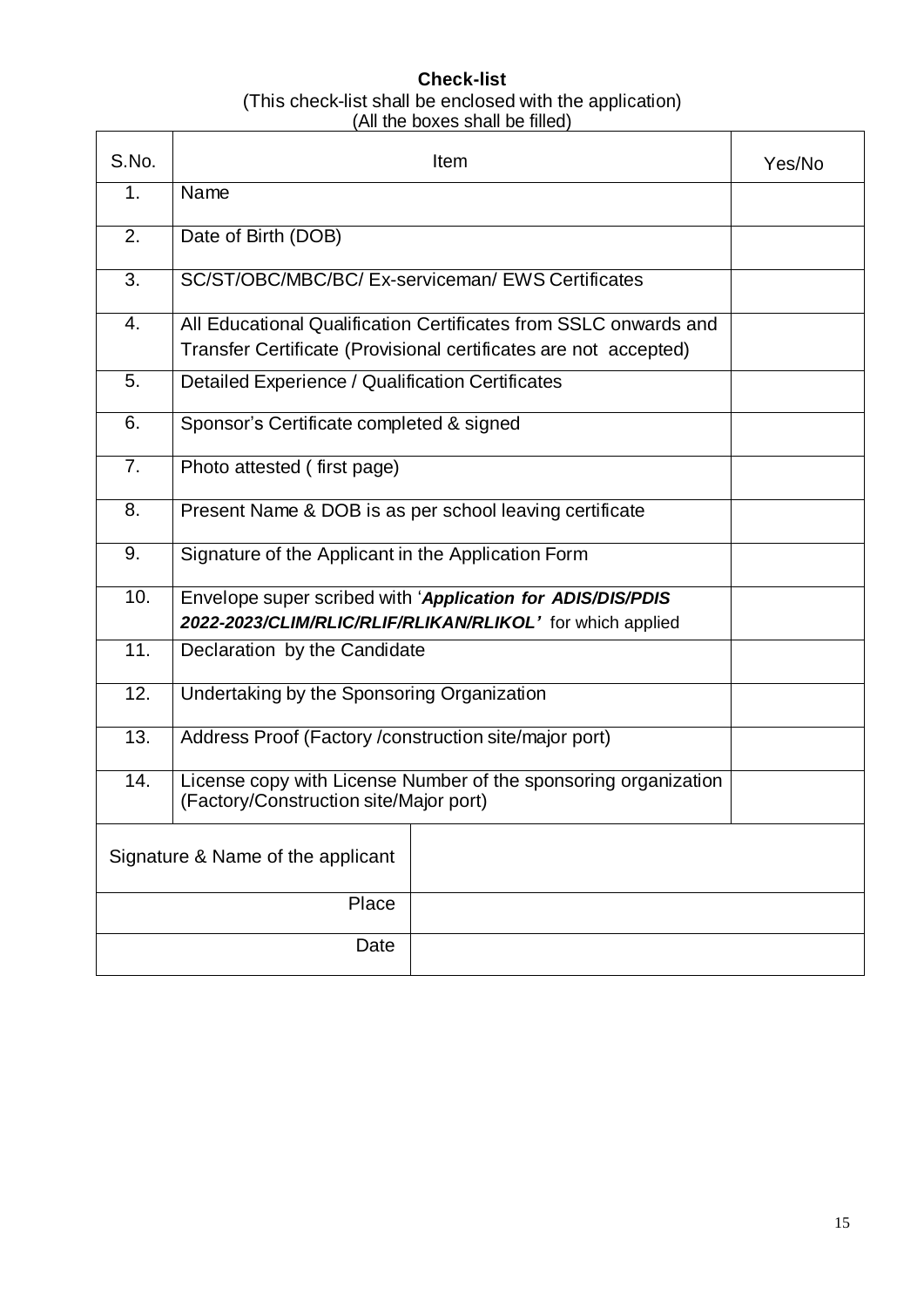**Check-list**

(This check-list shall be enclosed with the application)
(All the boxes shall be filled)

| S.No. | Item | Yes/No |
|---|---|---|
| 1. | Name | |
| 2. | Date of Birth (DOB) | |
| 3. | SC/ST/OBC/MBC/BC/ Ex-serviceman/ EWS Certificates | |
| 4. | All Educational Qualification Certificates from SSLC onwards and Transfer Certificate (Provisional certificates are not accepted) | |
| 5. | Detailed Experience / Qualification Certificates | |
| 6. | Sponsor's Certificate completed & signed | |
| 7. | Photo attested ( first page) | |
| 8. | Present Name & DOB is as per school leaving certificate | |
| 9. | Signature of the Applicant in the Application Form | |
| 10. | Envelope super scribed with '***Application for ADIS/DIS/PDIS 2022-2023/CLIM/RLIC/RLIF/RLIKAN/RLIKOL'*** for which applied | |
| 11. | Declaration by the Candidate | |
| 12. | Undertaking by the Sponsoring Organization | |
| 13. | Address Proof (Factory /construction site/major port) | |
| 14. | License copy with License Number of the sponsoring organization (Factory/Construction site/Major port) | |

| | |
|---|---|
| Signature & Name of the applicant | |
| Place | |
| Date | |